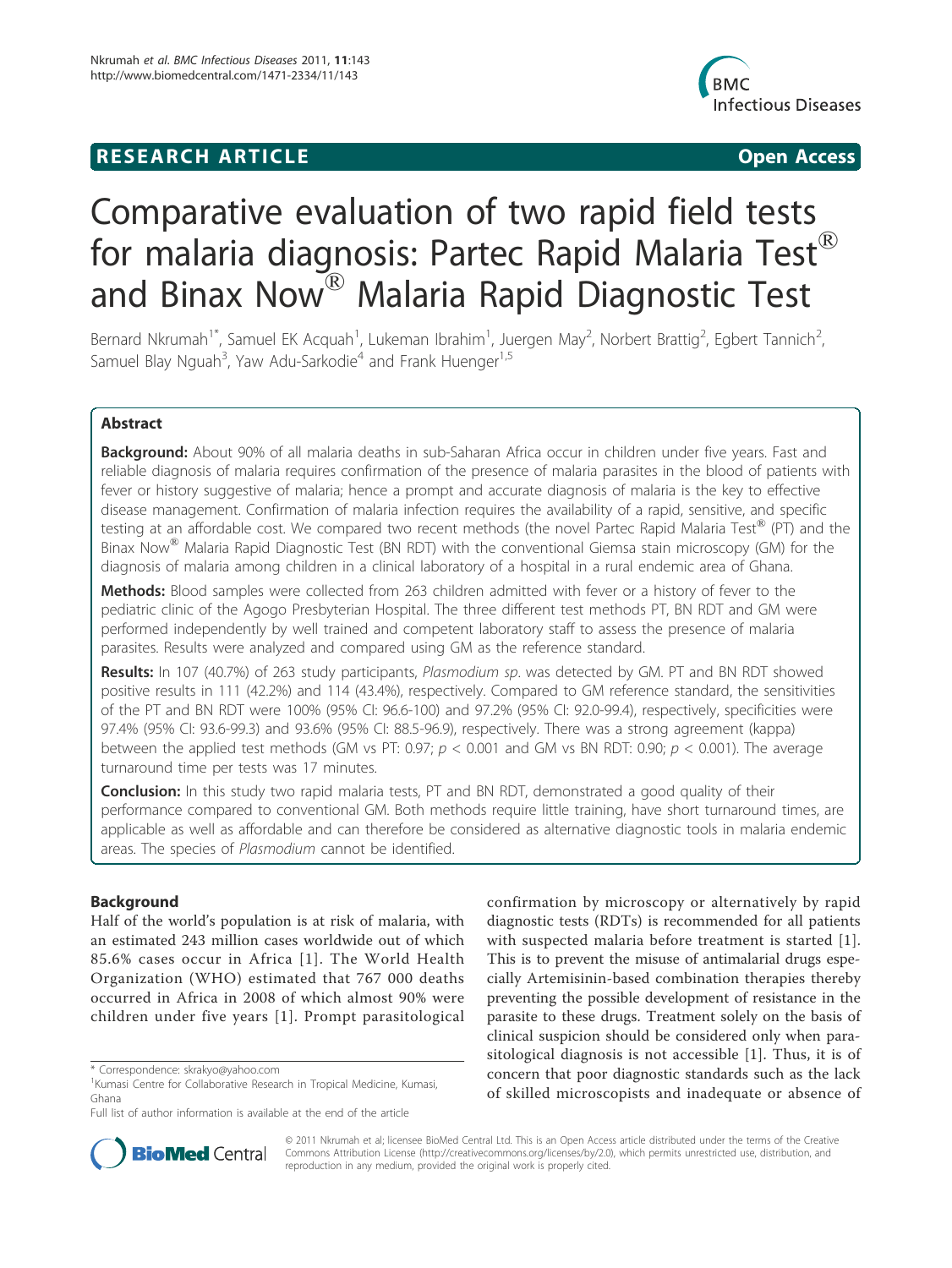**RESEARCH ARTICLE** **Open Access**

# Comparative evaluation of two rapid field tests for malaria diagnosis: Partec Rapid Malaria Test® and Binax Now® Malaria Rapid Diagnostic Test

Bernard Nkrumah[1*], Samuel EK Acquah[1], Lukeman Ibrahim[1], Juergen May[2], Norbert Brattig[2], Egbert Tannich[2], Samuel Blay Nguah[3], Yaw Adu-Sarkodie[4] and Frank Huenger[1,5]

## Abstract

**Background:** About 90% of all malaria deaths in sub-Saharan Africa occur in children under five years. Fast and reliable diagnosis of malaria requires confirmation of the presence of malaria parasites in the blood of patients with fever or history suggestive of malaria; hence a prompt and accurate diagnosis of malaria is the key to effective disease management. Confirmation of malaria infection requires the availability of a rapid, sensitive, and specific testing at an affordable cost. We compared two recent methods (the novel Partec Rapid Malaria Test® (PT) and the Binax Now® Malaria Rapid Diagnostic Test (BN RDT) with the conventional Giemsa stain microscopy (GM) for the diagnosis of malaria among children in a clinical laboratory of a hospital in a rural endemic area of Ghana.

**Methods:** Blood samples were collected from 263 children admitted with fever or a history of fever to the pediatric clinic of the Agogo Presbyterian Hospital. The three different test methods PT, BN RDT and GM were performed independently by well trained and competent laboratory staff to assess the presence of malaria parasites. Results were analyzed and compared using GM as the reference standard.

**Results:** In 107 (40.7%) of 263 study participants, *Plasmodium sp.* was detected by GM. PT and BN RDT showed positive results in 111 (42.2%) and 114 (43.4%), respectively. Compared to GM reference standard, the sensitivities of the PT and BN RDT were 100% (95% CI: 96.6-100) and 97.2% (95% CI: 92.0-99.4), respectively, specificities were 97.4% (95% CI: 93.6-99.3) and 93.6% (95% CI: 88.5-96.9), respectively. There was a strong agreement (kappa) between the applied test methods (GM vs PT: 0.97; $p < 0.001$ and GM vs BN RDT: 0.90; $p < 0.001$). The average turnaround time per tests was 17 minutes.

**Conclusion:** In this study two rapid malaria tests, PT and BN RDT, demonstrated a good quality of their performance compared to conventional GM. Both methods require little training, have short turnaround times, are applicable as well as affordable and can therefore be considered as alternative diagnostic tools in malaria endemic areas. The species of *Plasmodium* cannot be identified.

## Background

Half of the world's population is at risk of malaria, with an estimated 243 million cases worldwide out of which 85.6% cases occur in Africa [1]. The World Health Organization (WHO) estimated that 767 000 deaths occurred in Africa in 2008 of which almost 90% were children under five years [1]. Prompt parasitological confirmation by microscopy or alternatively by rapid diagnostic tests (RDTs) is recommended for all patients with suspected malaria before treatment is started [1]. This is to prevent the misuse of antimalarial drugs especially Artemisinin-based combination therapies thereby preventing the possible development of resistance in the parasite to these drugs. Treatment solely on the basis of clinical suspicion should be considered only when parasitological diagnosis is not accessible [1]. Thus, it is of concern that poor diagnostic standards such as the lack of skilled microscopists and inadequate or absence of

\* Correspondence: skrakyo@yahoo.com
[1]Kumasi Centre for Collaborative Research in Tropical Medicine, Kumasi, Ghana
Full list of author information is available at the end of the article

© 2011 Nkrumah et al; licensee BioMed Central Ltd. This is an Open Access article distributed under the terms of the Creative Commons Attribution License (http://creativecommons.org/licenses/by/2.0), which permits unrestricted use, distribution, and reproduction in any medium, provided the original work is properly cited.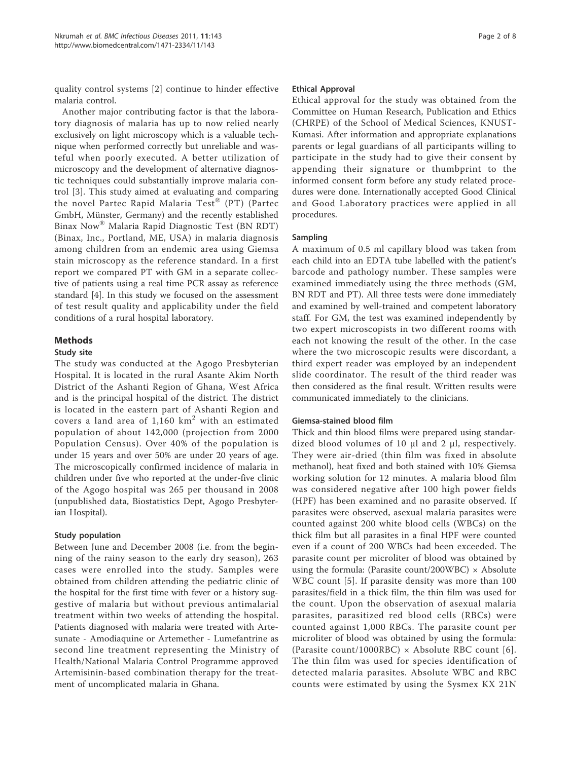quality control systems [2] continue to hinder effective malaria control.

Another major contributing factor is that the laboratory diagnosis of malaria has up to now relied nearly exclusively on light microscopy which is a valuable technique when performed correctly but unreliable and wasteful when poorly executed. A better utilization of microscopy and the development of alternative diagnostic techniques could substantially improve malaria control [3]. This study aimed at evaluating and comparing the novel Partec Rapid Malaria Test® (PT) (Partec GmbH, Münster, Germany) and the recently established Binax Now® Malaria Rapid Diagnostic Test (BN RDT) (Binax, Inc., Portland, ME, USA) in malaria diagnosis among children from an endemic area using Giemsa stain microscopy as the reference standard. In a first report we compared PT with GM in a separate collective of patients using a real time PCR assay as reference standard [4]. In this study we focused on the assessment of test result quality and applicability under the field conditions of a rural hospital laboratory.

## Methods

### Study site

The study was conducted at the Agogo Presbyterian Hospital. It is located in the rural Asante Akim North District of the Ashanti Region of Ghana, West Africa and is the principal hospital of the district. The district is located in the eastern part of Ashanti Region and covers a land area of 1,160 $km^2$ with an estimated population of about 142,000 (projection from 2000 Population Census). Over 40% of the population is under 15 years and over 50% are under 20 years of age. The microscopically confirmed incidence of malaria in children under five who reported at the under-five clinic of the Agogo hospital was 265 per thousand in 2008 (unpublished data, Biostatistics Dept, Agogo Presbyterian Hospital).

### Study population

Between June and December 2008 (i.e. from the beginning of the rainy season to the early dry season), 263 cases were enrolled into the study. Samples were obtained from children attending the pediatric clinic of the hospital for the first time with fever or a history suggestive of malaria but without previous antimalarial treatment within two weeks of attending the hospital. Patients diagnosed with malaria were treated with Artesunate - Amodiaquine or Artemether - Lumefantrine as second line treatment representing the Ministry of Health/National Malaria Control Programme approved Artemisinin-based combination therapy for the treatment of uncomplicated malaria in Ghana.

### Ethical Approval

Ethical approval for the study was obtained from the Committee on Human Research, Publication and Ethics (CHRPE) of the School of Medical Sciences, KNUST-Kumasi. After information and appropriate explanations parents or legal guardians of all participants willing to participate in the study had to give their consent by appending their signature or thumbprint to the informed consent form before any study related procedures were done. Internationally accepted Good Clinical and Good Laboratory practices were applied in all procedures.

### Sampling

A maximum of 0.5 ml capillary blood was taken from each child into an EDTA tube labelled with the patient's barcode and pathology number. These samples were examined immediately using the three methods (GM, BN RDT and PT). All three tests were done immediately and examined by well-trained and competent laboratory staff. For GM, the test was examined independently by two expert microscopists in two different rooms with each not knowing the result of the other. In the case where the two microscopic results were discordant, a third expert reader was employed by an independent slide coordinator. The result of the third reader was then considered as the final result. Written results were communicated immediately to the clinicians.

### Giemsa-stained blood film

Thick and thin blood films were prepared using standardized blood volumes of 10 μl and 2 μl, respectively. They were air-dried (thin film was fixed in absolute methanol), heat fixed and both stained with 10% Giemsa working solution for 12 minutes. A malaria blood film was considered negative after 100 high power fields (HPF) has been examined and no parasite observed. If parasites were observed, asexual malaria parasites were counted against 200 white blood cells (WBCs) on the thick film but all parasites in a final HPF were counted even if a count of 200 WBCs had been exceeded. The parasite count per microliter of blood was obtained by using the formula: (Parasite count/200WBC) × Absolute WBC count [5]. If parasite density was more than 100 parasites/field in a thick film, the thin film was used for the count. Upon the observation of asexual malaria parasites, parasitized red blood cells (RBCs) were counted against 1,000 RBCs. The parasite count per microliter of blood was obtained by using the formula: (Parasite count/1000RBC) × Absolute RBC count [6]. The thin film was used for species identification of detected malaria parasites. Absolute WBC and RBC counts were estimated by using the Sysmex KX 21N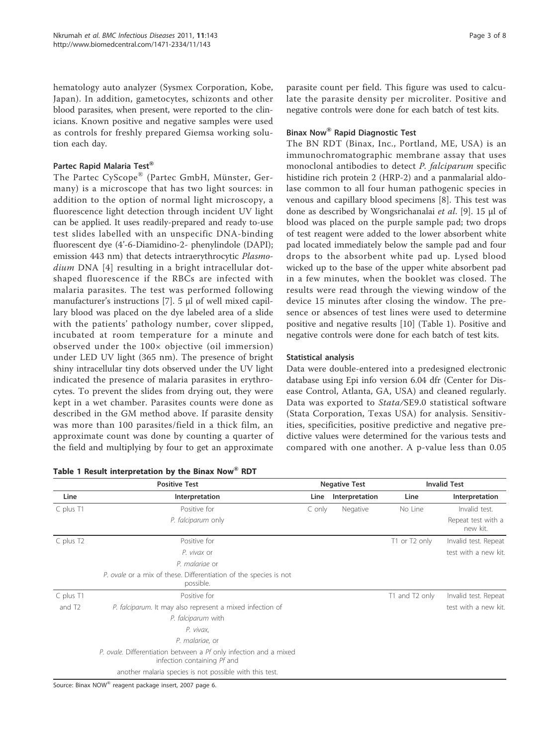hematology auto analyzer (Sysmex Corporation, Kobe, Japan). In addition, gametocytes, schizonts and other blood parasites, when present, were reported to the clinicians. Known positive and negative samples were used as controls for freshly prepared Giemsa working solution each day.

### Partec Rapid Malaria Test®

The Partec CyScope® (Partec GmbH, Münster, Germany) is a microscope that has two light sources: in addition to the option of normal light microscopy, a fluorescence light detection through incident UV light can be applied. It uses readily-prepared and ready to-use test slides labelled with an unspecific DNA-binding fluorescent dye (4'-6-Diamidino-2- phenylindole (DAPI); emission 443 nm) that detects intraerythrocytic *Plasmodium* DNA [4] resulting in a bright intracellular dot-shaped fluorescence if the RBCs are infected with malaria parasites. The test was performed following manufacturer's instructions [7]. 5 μl of well mixed capillary blood was placed on the dye labeled area of a slide with the patients' pathology number, cover slipped, incubated at room temperature for a minute and observed under the 100× objective (oil immersion) under LED UV light (365 nm). The presence of bright shiny intracellular tiny dots observed under the UV light indicated the presence of malaria parasites in erythrocytes. To prevent the slides from drying out, they were kept in a wet chamber. Parasites counts were done as described in the GM method above. If parasite density was more than 100 parasites/field in a thick film, an approximate count was done by counting a quarter of the field and multiplying by four to get an approximate parasite count per field. This figure was used to calculate the parasite density per microliter. Positive and negative controls were done for each batch of test kits.

### Binax Now® Rapid Diagnostic Test

The BN RDT (Binax, Inc., Portland, ME, USA) is an immunochromatographic membrane assay that uses monoclonal antibodies to detect *P. falciparum* specific histidine rich protein 2 (HRP-2) and a panmalarial aldolase common to all four human pathogenic species in venous and capillary blood specimens [8]. This test was done as described by Wongsrichanalai *et al*. [9]. 15 μl of blood was placed on the purple sample pad; two drops of test reagent were added to the lower absorbent white pad located immediately below the sample pad and four drops to the absorbent white pad up. Lysed blood wicked up to the base of the upper white absorbent pad in a few minutes, when the booklet was closed. The results were read through the viewing window of the device 15 minutes after closing the window. The presence or absences of test lines were used to determine positive and negative results [10] (Table 1). Positive and negative controls were done for each batch of test kits.

### Statistical analysis

Data were double-entered into a predesigned electronic database using Epi info version 6.04 dfr (Center for Disease Control, Atlanta, GA, USA) and cleaned regularly. Data was exported to *Stata/*SE9.0 statistical software (Stata Corporation, Texas USA) for analysis. Sensitivities, specificities, positive predictive and negative predictive values were determined for the various tests and compared with one another. A p-value less than 0.05

**Table 1 Result interpretation by the Binax Now® RDT**

| Positive Test | | Negative Test | | Invalid Test | |
|---|---|---|---|---|---|
| Line | Interpretation | Line | Interpretation | Line | Interpretation |
| C plus T1 | Positive for *P. falciparum* only | C only | Negative | No Line | Invalid test. Repeat test with a new kit. |
| C plus T2 | Positive for *P. vivax* or *P. malariae* or *P. ovale* or a mix of these. Differentiation of the species is not possible. | | | T1 or T2 only | Invalid test. Repeat test with a new kit. |
| C plus T1 and T2 | Positive for *P. falciparum*. It may also represent a mixed infection of *P. falciparum* with *P. vivax*, *P. malariae*, or *P. ovale*. Differentiation between a *Pf* only infection and a mixed infection containing *Pf* and another malaria species is not possible with this test. | | | T1 and T2 only | Invalid test. Repeat test with a new kit. |

Source: Binax NOW® reagent package insert, 2007 page 6.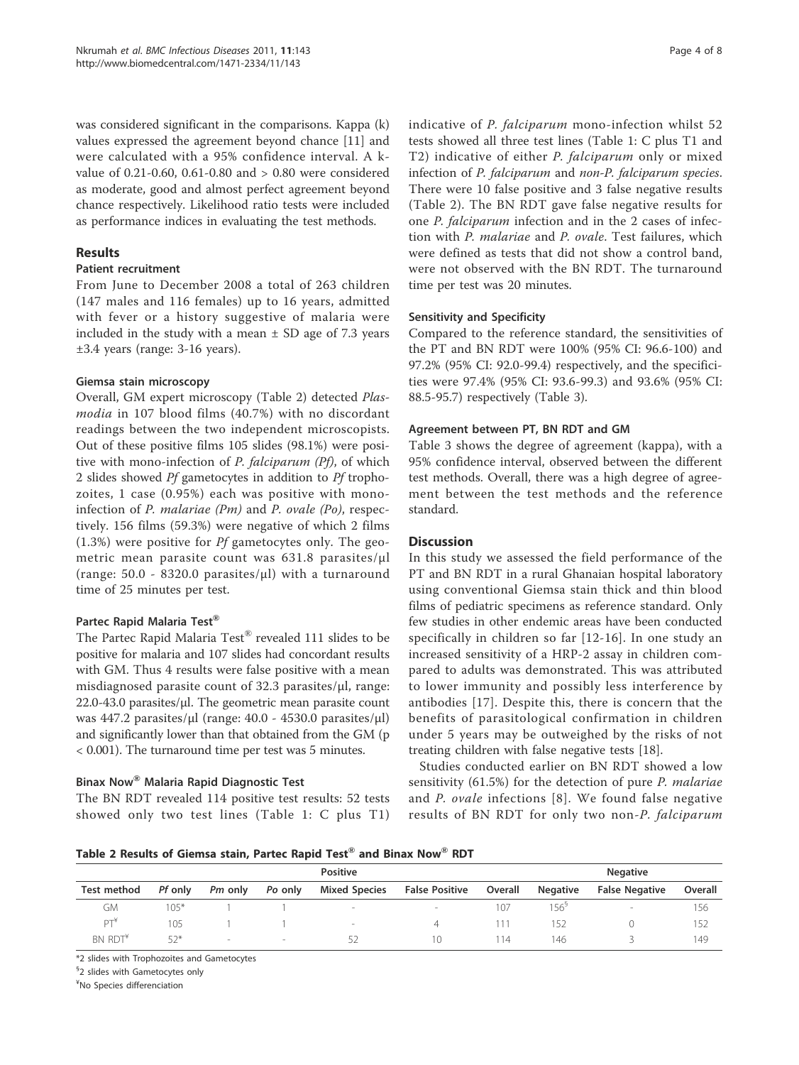was considered significant in the comparisons. Kappa (k) values expressed the agreement beyond chance [11] and were calculated with a 95% confidence interval. A k-value of 0.21-0.60, 0.61-0.80 and > 0.80 were considered as moderate, good and almost perfect agreement beyond chance respectively. Likelihood ratio tests were included as performance indices in evaluating the test methods.

## Results

### Patient recruitment

From June to December 2008 a total of 263 children (147 males and 116 females) up to 16 years, admitted with fever or a history suggestive of malaria were included in the study with a mean ± SD age of 7.3 years ±3.4 years (range: 3-16 years).

### Giemsa stain microscopy

Overall, GM expert microscopy (Table 2) detected *Plasmodia* in 107 blood films (40.7%) with no discordant readings between the two independent microscopists. Out of these positive films 105 slides (98.1%) were positive with mono-infection of *P. falciparum (Pf)*, of which 2 slides showed *Pf* gametocytes in addition to *Pf* trophozoites, 1 case (0.95%) each was positive with mono-infection of *P. malariae (Pm)* and *P. ovale (Po)*, respectively. 156 films (59.3%) were negative of which 2 films (1.3%) were positive for *Pf* gametocytes only. The geometric mean parasite count was 631.8 parasites/μl (range: 50.0 - 8320.0 parasites/μl) with a turnaround time of 25 minutes per test.

### Partec Rapid Malaria Test®

The Partec Rapid Malaria Test® revealed 111 slides to be positive for malaria and 107 slides had concordant results with GM. Thus 4 results were false positive with a mean misdiagnosed parasite count of 32.3 parasites/μl, range: 22.0-43.0 parasites/μl. The geometric mean parasite count was 447.2 parasites/μl (range: 40.0 - 4530.0 parasites/μl) and significantly lower than that obtained from the GM ($p < 0.001$). The turnaround time per test was 5 minutes.

### Binax Now® Malaria Rapid Diagnostic Test

The BN RDT revealed 114 positive test results: 52 tests showed only two test lines (Table 1: C plus T1) indicative of *P. falciparum* mono-infection whilst 52 tests showed all three test lines (Table 1: C plus T1 and T2) indicative of either *P. falciparum* only or mixed infection of *P. falciparum* and *non-P. falciparum species*. There were 10 false positive and 3 false negative results (Table 2). The BN RDT gave false negative results for one *P. falciparum* infection and in the 2 cases of infection with *P. malariae* and *P. ovale*. Test failures, which were defined as tests that did not show a control band, were not observed with the BN RDT. The turnaround time per test was 20 minutes.

### Sensitivity and Specificity

Compared to the reference standard, the sensitivities of the PT and BN RDT were 100% (95% CI: 96.6-100) and 97.2% (95% CI: 92.0-99.4) respectively, and the specificities were 97.4% (95% CI: 93.6-99.3) and 93.6% (95% CI: 88.5-95.7) respectively (Table 3).

### Agreement between PT, BN RDT and GM

Table 3 shows the degree of agreement (kappa), with a 95% confidence interval, observed between the different test methods. Overall, there was a high degree of agreement between the test methods and the reference standard.

## Discussion

In this study we assessed the field performance of the PT and BN RDT in a rural Ghanaian hospital laboratory using conventional Giemsa stain thick and thin blood films of pediatric specimens as reference standard. Only few studies in other endemic areas have been conducted specifically in children so far [12-16]. In one study an increased sensitivity of a HRP-2 assay in children compared to adults was demonstrated. This was attributed to lower immunity and possibly less interference by antibodies [17]. Despite this, there is concern that the benefits of parasitological confirmation in children under 5 years may be outweighed by the risks of not treating children with false negative tests [18].

Studies conducted earlier on BN RDT showed a low sensitivity (61.5%) for the detection of pure *P. malariae* and *P. ovale* infections [8]. We found false negative results of BN RDT for only two non-*P. falciparum*

**Table 2 Results of Giemsa stain, Partec Rapid Test® and Binax Now® RDT**

| | Positive | | | | | | Negative | | |
|---|---|---|---|---|---|---|---|---|---|
| Test method | *Pf* only | *Pm* only | *Po* only | Mixed Species | False Positive | Overall | Negative | False Negative | Overall |
| GM | 105* | 1 | 1 | - | - | 107 | 156[§] | - | 156 |
| PT[¥] | 105 | 1 | 1 | - | 4 | 111 | 152 | 0 | 152 |
| BN RDT[¥] | 52* | - | - | 52 | 10 | 114 | 146 | 3 | 149 |

*2 slides with Trophozoites and Gametocytes

[§]2 slides with Gametocytes only

[¥]No Species differenciation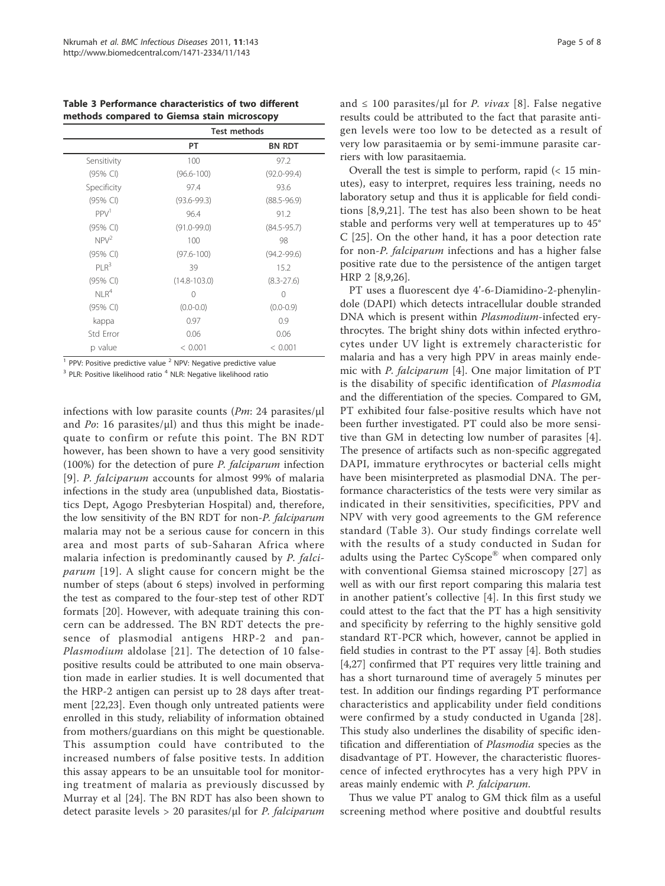**Table 3 Performance characteristics of two different methods compared to Giemsa stain microscopy**

| | Test methods | |
|---|---|---|
| | PT | BN RDT |
| Sensitivity | 100 | 97.2 |
| (95% CI) | (96.6-100) | (92.0-99.4) |
| Specificity | 97.4 | 93.6 |
| (95% CI) | (93.6-99.3) | (88.5-96.9) |
| PPV[1] | 96.4 | 91.2 |
| (95% CI) | (91.0-99.0) | (84.5-95.7) |
| NPV[2] | 100 | 98 |
| (95% CI) | (97.6-100) | (94.2-99.6) |
| PLR[3] | 39 | 15.2 |
| (95% CI) | (14.8-103.0) | (8.3-27.6) |
| NLR[4] | 0 | 0 |
| (95% CI) | (0.0-0.0) | (0.0-0.9) |
| kappa | 0.97 | 0.9 |
| Std Error | 0.06 | 0.06 |
| p value | < 0.001 | < 0.001 |

[1] PPV: Positive predictive value [2] NPV: Negative predictive value
[3] PLR: Positive likelihood ratio [4] NLR: Negative likelihood ratio

infections with low parasite counts (*Pm*: 24 parasites/μl and *Po*: 16 parasites/μl) and thus this might be inadequate to confirm or refute this point. The BN RDT however, has been shown to have a very good sensitivity (100%) for the detection of pure *P. falciparum* infection [9]. *P. falciparum* accounts for almost 99% of malaria infections in the study area (unpublished data, Biostatistics Dept, Agogo Presbyterian Hospital) and, therefore, the low sensitivity of the BN RDT for non-*P. falciparum* malaria may not be a serious cause for concern in this area and most parts of sub-Saharan Africa where malaria infection is predominantly caused by *P. falciparum* [19]. A slight cause for concern might be the number of steps (about 6 steps) involved in performing the test as compared to the four-step test of other RDT formats [20]. However, with adequate training this concern can be addressed. The BN RDT detects the presence of plasmodial antigens HRP-2 and pan-*Plasmodium* aldolase [21]. The detection of 10 false-positive results could be attributed to one main observation made in earlier studies. It is well documented that the HRP-2 antigen can persist up to 28 days after treatment [22,23]. Even though only untreated patients were enrolled in this study, reliability of information obtained from mothers/guardians on this might be questionable. This assumption could have contributed to the increased numbers of false positive tests. In addition this assay appears to be an unsuitable tool for monitoring treatment of malaria as previously discussed by Murray et al [24]. The BN RDT has also been shown to detect parasite levels > 20 parasites/μl for *P. falciparum* and ≤ 100 parasites/μl for *P. vivax* [8]. False negative results could be attributed to the fact that parasite antigen levels were too low to be detected as a result of very low parasitaemia or by semi-immune parasite carriers with low parasitaemia.

Overall the test is simple to perform, rapid (< 15 minutes), easy to interpret, requires less training, needs no laboratory setup and thus it is applicable for field conditions [8,9,21]. The test has also been shown to be heat stable and performs very well at temperatures up to 45° C [25]. On the other hand, it has a poor detection rate for non-*P. falciparum* infections and has a higher false positive rate due to the persistence of the antigen target HRP 2 [8,9,26].

PT uses a fluorescent dye 4'-6-Diamidino-2-phenylindole (DAPI) which detects intracellular double stranded DNA which is present within *Plasmodium*-infected erythrocytes. The bright shiny dots within infected erythrocytes under UV light is extremely characteristic for malaria and has a very high PPV in areas mainly endemic with *P. falciparum* [4]. One major limitation of PT is the disability of specific identification of *Plasmodia* and the differentiation of the species. Compared to GM, PT exhibited four false-positive results which have not been further investigated. PT could also be more sensitive than GM in detecting low number of parasites [4]. The presence of artifacts such as non-specific aggregated DAPI, immature erythrocytes or bacterial cells might have been misinterpreted as plasmodial DNA. The performance characteristics of the tests were very similar as indicated in their sensitivities, specificities, PPV and NPV with very good agreements to the GM reference standard (Table 3). Our study findings correlate well with the results of a study conducted in Sudan for adults using the Partec CyScope® when compared only with conventional Giemsa stained microscopy [27] as well as with our first report comparing this malaria test in another patient's collective [4]. In this first study we could attest to the fact that the PT has a high sensitivity and specificity by referring to the highly sensitive gold standard RT-PCR which, however, cannot be applied in field studies in contrast to the PT assay [4]. Both studies [4,27] confirmed that PT requires very little training and has a short turnaround time of averagely 5 minutes per test. In addition our findings regarding PT performance characteristics and applicability under field conditions were confirmed by a study conducted in Uganda [28]. This study also underlines the disability of specific identification and differentiation of *Plasmodia* species as the disadvantage of PT. However, the characteristic fluorescence of infected erythrocytes has a very high PPV in areas mainly endemic with *P. falciparum*.

Thus we value PT analog to GM thick film as a useful screening method where positive and doubtful results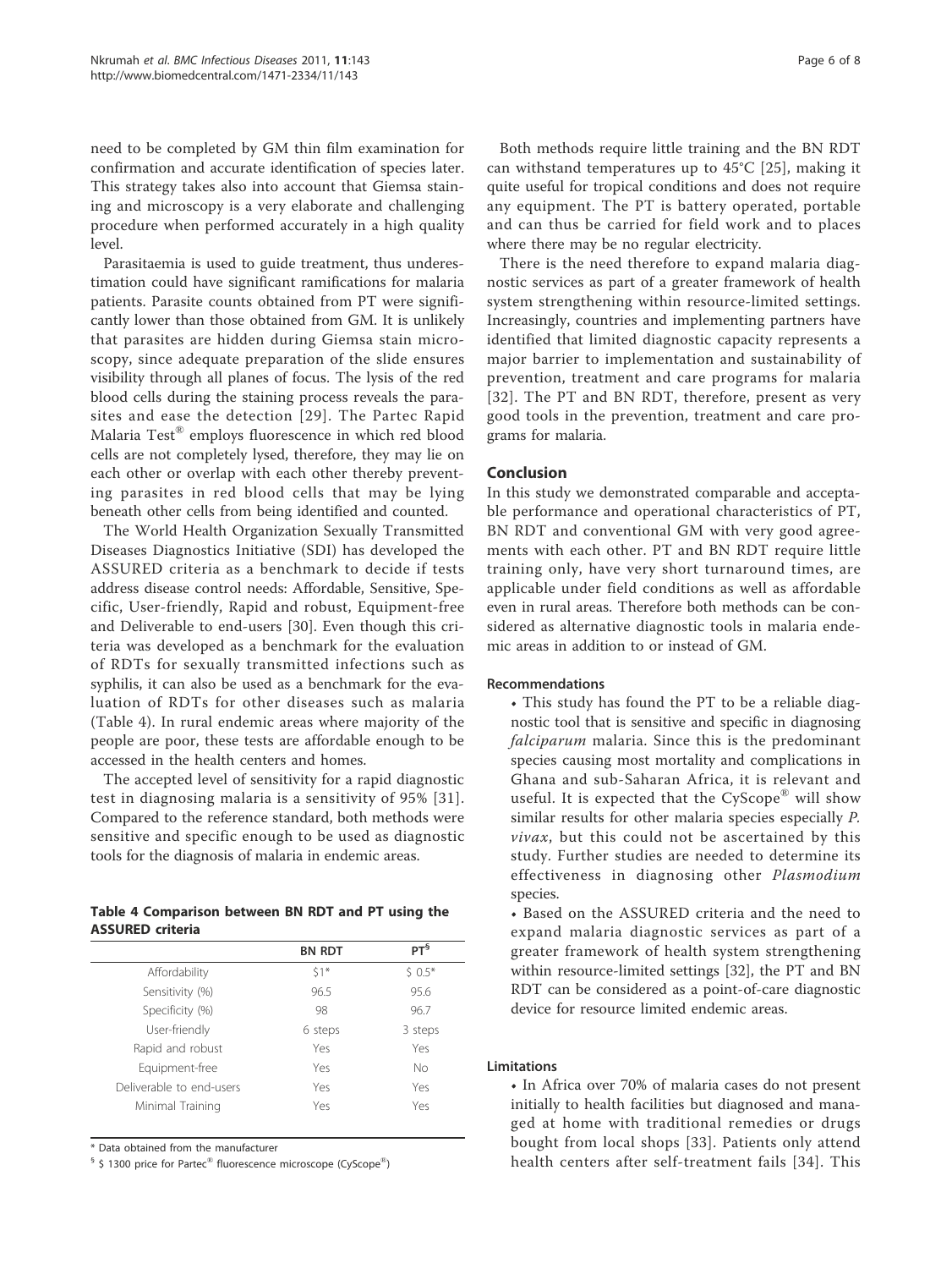need to be completed by GM thin film examination for confirmation and accurate identification of species later. This strategy takes also into account that Giemsa staining and microscopy is a very elaborate and challenging procedure when performed accurately in a high quality level.

Parasitaemia is used to guide treatment, thus underestimation could have significant ramifications for malaria patients. Parasite counts obtained from PT were significantly lower than those obtained from GM. It is unlikely that parasites are hidden during Giemsa stain microscopy, since adequate preparation of the slide ensures visibility through all planes of focus. The lysis of the red blood cells during the staining process reveals the parasites and ease the detection [29]. The Partec Rapid Malaria Test® employs fluorescence in which red blood cells are not completely lysed, therefore, they may lie on each other or overlap with each other thereby preventing parasites in red blood cells that may be lying beneath other cells from being identified and counted.

The World Health Organization Sexually Transmitted Diseases Diagnostics Initiative (SDI) has developed the ASSURED criteria as a benchmark to decide if tests address disease control needs: Affordable, Sensitive, Specific, User-friendly, Rapid and robust, Equipment-free and Deliverable to end-users [30]. Even though this criteria was developed as a benchmark for the evaluation of RDTs for sexually transmitted infections such as syphilis, it can also be used as a benchmark for the evaluation of RDTs for other diseases such as malaria (Table 4). In rural endemic areas where majority of the people are poor, these tests are affordable enough to be accessed in the health centers and homes.

The accepted level of sensitivity for a rapid diagnostic test in diagnosing malaria is a sensitivity of 95% [31]. Compared to the reference standard, both methods were sensitive and specific enough to be used as diagnostic tools for the diagnosis of malaria in endemic areas.

**Table 4 Comparison between BN RDT and PT using the ASSURED criteria**

| | BN RDT | PT[§] |
|---|---|---|
| Affordability | $1* | $ 0.5* |
| Sensitivity (%) | 96.5 | 95.6 |
| Specificity (%) | 98 | 96.7 |
| User-friendly | 6 steps | 3 steps |
| Rapid and robust | Yes | Yes |
| Equipment-free | Yes | No |
| Deliverable to end-users | Yes | Yes |
| Minimal Training | Yes | Yes |

* Data obtained from the manufacturer

§ $ 1300 price for Partec® fluorescence microscope (CyScope®)

Both methods require little training and the BN RDT can withstand temperatures up to 45°C [25], making it quite useful for tropical conditions and does not require any equipment. The PT is battery operated, portable and can thus be carried for field work and to places where there may be no regular electricity.

There is the need therefore to expand malaria diagnostic services as part of a greater framework of health system strengthening within resource-limited settings. Increasingly, countries and implementing partners have identified that limited diagnostic capacity represents a major barrier to implementation and sustainability of prevention, treatment and care programs for malaria [32]. The PT and BN RDT, therefore, present as very good tools in the prevention, treatment and care programs for malaria.

## Conclusion

In this study we demonstrated comparable and acceptable performance and operational characteristics of PT, BN RDT and conventional GM with very good agreements with each other. PT and BN RDT require little training only, have very short turnaround times, are applicable under field conditions as well as affordable even in rural areas. Therefore both methods can be considered as alternative diagnostic tools in malaria endemic areas in addition to or instead of GM.

### Recommendations

- This study has found the PT to be a reliable diagnostic tool that is sensitive and specific in diagnosing *falciparum* malaria. Since this is the predominant species causing most mortality and complications in Ghana and sub-Saharan Africa, it is relevant and useful. It is expected that the CyScope® will show similar results for other malaria species especially *P. vivax*, but this could not be ascertained by this study. Further studies are needed to determine its effectiveness in diagnosing other *Plasmodium* species.
- Based on the ASSURED criteria and the need to expand malaria diagnostic services as part of a greater framework of health system strengthening within resource-limited settings [32], the PT and BN RDT can be considered as a point-of-care diagnostic device for resource limited endemic areas.

### Limitations

- In Africa over 70% of malaria cases do not present initially to health facilities but diagnosed and managed at home with traditional remedies or drugs bought from local shops [33]. Patients only attend health centers after self-treatment fails [34]. This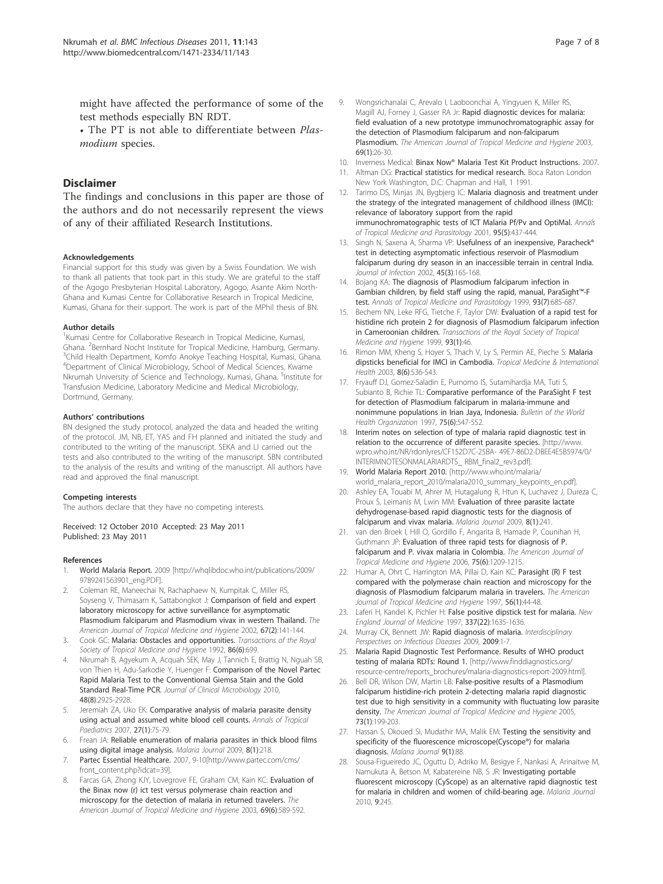might have affected the performance of some of the test methods especially BN RDT.

- The PT is not able to differentiate between *Plasmodium* species.

## Disclaimer

The findings and conclusions in this paper are those of the authors and do not necessarily represent the views of any of their affiliated Research Institutions.

#### Acknowledgements

Financial support for this study was given by a Swiss Foundation. We wish to thank all patients that took part in this study. We are grateful to the staff of the Agogo Presbyterian Hospital Laboratory, Agogo, Asante Akim North-Ghana and Kumasi Centre for Collaborative Research in Tropical Medicine, Kumasi, Ghana for their support. The work is part of the MPhil thesis of BN.

#### Author details

[1]Kumasi Centre for Collaborative Research in Tropical Medicine, Kumasi, Ghana. [2]Bernhard Nocht Institute for Tropical Medicine, Hamburg, Germany. [3]Child Health Department, Komfo Anokye Teaching Hospital, Kumasi, Ghana. [4]Department of Clinical Microbiology, School of Medical Sciences, Kwame Nkrumah University of Science and Technology, Kumasi, Ghana. [5]Institute for Transfusion Medicine, Laboratory Medicine and Medical Microbiology, Dortmund, Germany.

#### Authors' contributions

BN designed the study protocol, analyzed the data and headed the writing of the protocol. JM, NB, ET, YAS and FH planned and initiated the study and contributed to the writing of the manuscript. SEKA and LI carried out the tests and also contributed to the writing of the manuscript. SBN contributed to the analysis of the results and writing of the manuscript. All authors have read and approved the final manuscript.

#### Competing interests

The authors declare that they have no competing interests.

Received: 12 October 2010 Accepted: 23 May 2011
Published: 23 May 2011

#### References

1. World Malaria Report. 2009 [http://whqlibdoc.who.int/publications/2009/9789241563901_eng.PDF].
2. Coleman RE, Maneechai N, Rachaphaew N, Kumpitak C, Miller RS, Soyseng V, Thimasarn K, Sattabongkot J: Comparison of field and expert laboratory microscopy for active surveillance for asymptomatic Plasmodium falciparum and Plasmodium vivax in western Thailand. *The American Journal of Tropical Medicine and Hygiene* 2002, 67(2):141-144.
3. Cook GC: Malaria: Obstacles and opportunities. *Transactions of the Royal Society of Tropical Medicine and Hygiene* 1992, 86(6):699.
4. Nkrumah B, Agyekum A, Acquah SEK, May J, Tannich E, Brattig N, Nguah SB, von Thien H, Adu-Sarkodie Y, Huenger F: Comparison of the Novel Partec Rapid Malaria Test to the Conventional Giemsa Stain and the Gold Standard Real-Time PCR. *Journal of Clinical Microbiology* 2010, 48(8):2925-2928.
5. Jeremiah ZA, Uko EK: Comparative analysis of malaria parasite density using actual and assumed white blood cell counts. *Annals of Tropical Paediatrics* 2007, 27(1):75-79.
6. Frean JA: Reliable enumeration of malaria parasites in thick blood films using digital image analysis. *Malaria Journal* 2009, 8(1):218.
7. Partec Essential Healthcare. 2007, 9-10[http://www.partec.com/cms/front_content.php?idcat=39].
8. Farcas GA, Zhong KJY, Lovegrove FE, Graham CM, Kain KC: Evaluation of the Binax now (r) ict test versus polymerase chain reaction and microscopy for the detection of malaria in returned travelers. *The American Journal of Tropical Medicine and Hygiene* 2003, 69(6):589-592.
9. Wongsrichanalai C, Arevalo I, Laoboonchai A, Yingyuen K, Miller RS, Magill AJ, Forney J, Gasser RA Jr: Rapid diagnostic devices for malaria: field evaluation of a new prototype immunochromatographic assay for the detection of Plasmodium falciparum and non-falciparum Plasmodium. *The American Journal of Tropical Medicine and Hygiene* 2003, 69(1):26-30.
10. Inverness Medical: Binax Now® Malaria Test Kit Product Instructions. 2007.
11. Altman DG: Practical statistics for medical research. Boca Raton London New York Washington, D.C: Chapman and Hall, 1 1991.
12. Tarimo DS, Minjas JN, Bygbjerg IC: Malaria diagnosis and treatment under the strategy of the integrated management of childhood illness (IMCI): relevance of laboratory support from the rapid immunochromatographic tests of ICT Malaria Pf/Pv and OptiMal. *Annals of Tropical Medicine and Parasitology* 2001, 95(5):437-444.
13. Singh N, Saxena A, Sharma VP: Usefulness of an inexpensive, Paracheck® test in detecting asymptomatic infectious reservoir of Plasmodium falciparum during dry season in an inaccessible terrain in central India. *Journal of Infection* 2002, 45(3):165-168.
14. Bojang KA: The diagnosis of Plasmodium falciparum infection in Gambian children, by field staff using the rapid, manual, ParaSight™-F test. *Annals of Tropical Medicine and Parasitology* 1999, 93(7):685-687.
15. Bechem NN, Leke RFG, Tietche F, Taylor DW: Evaluation of a rapid test for histidine rich protein 2 for diagnosis of Plasmodium falciparum infection in Cameroonian children. *Transactions of the Royal Society of Tropical Medicine and Hygiene* 1999, 93(1):46.
16. Rimon MM, Kheng S, Hoyer S, Thach V, Ly S, Permin AE, Pieche S: Malaria dipsticks beneficial for IMCI in Cambodia. *Tropical Medicine & International Health* 2003, 8(6):536-543.
17. Fryauff DJ, Gomez-Saladin E, Purnomo IS, Sutamihardja MA, Tuti S, Subianto B, Richie TL: Comparative performance of the ParaSight F test for detection of Plasmodium falciparum in malaria-immune and nonimmune populations in Irian Jaya, Indonesia. *Bulletin of the World Health Organization* 1997, 75(6):547-552.
18. Interim notes on selection of type of malaria rapid diagnostic test in relation to the occurrence of different parasite species. [http://www.wpro.who.int/NR/rdonlyres/CF152D7C-25BA- 49E7-86D2-DBEE4E5B5974/0/INTERIMNOTESONMALARIARDTS_ RBM_final2_rev3.pdf].
19. World Malaria Report 2010. [http://www.who.int/malaria/world_malaria_report_2010/malaria2010_summary_keypoints_en.pdf].
20. Ashley EA, Touabi M, Ahrer M, Hutagalung R, Htun K, Luchavez J, Dureza C, Proux S, Leimanis M, Lwin MM: Evaluation of three parasite lactate dehydrogenase-based rapid diagnostic tests for the diagnosis of falciparum and vivax malaria. *Malaria Journal* 2009, 8(1):241.
21. van den Broek I, Hill O, Gordillo F, Angarita B, Hamade P, Counihan H, Guthmann JP: Evaluation of three rapid tests for diagnosis of P. falciparum and P. vivax malaria in Colombia. *The American Journal of Tropical Medicine and Hygiene* 2006, 75(6):1209-1215.
22. Humar A, Ohrt C, Harrington MA, Pillai D, Kain KC: Parasight (R) F test compared with the polymerase chain reaction and microscopy for the diagnosis of Plasmodium falciparum malaria in travelers. *The American Journal of Tropical Medicine and Hygiene* 1997, 56(1):44-48.
23. Laferi H, Kandel K, Pichler H: False positive dipstick test for malaria. *New England Journal of Medicine* 1997, 337(22):1635-1636.
24. Murray CK, Bennett JW: Rapid diagnosis of malaria. *Interdisciplinary Perspectives on Infectious Diseases* 2009, 2009:1-7.
25. Malaria Rapid Diagnostic Test Performance. Results of WHO product testing of malaria RDTs: Round 1. [http://www.finddiagnostics.org/resource-centre/reports_brochures/malaria-diagnostics-report-2009.html].
26. Bell DR, Wilson DW, Martin LB: False-positive results of a Plasmodium falciparum histidine-rich protein 2-detecting malaria rapid diagnostic test due to high sensitivity in a community with fluctuating low parasite density. *The American Journal of Tropical Medicine and Hygiene* 2005, 73(1):199-203.
27. Hassan S, Okoued SI, Mudathir MA, Malik EM: Testing the sensitivity and specificity of the fluorescence microscope(Cyscope®) for malaria diagnosis. *Malaria Journal* 9(1):88.
28. Sousa-Figueiredo JC, Oguttu D, Adriko M, Besigye F, Nankasi A, Arinaitwe M, Namukuta A, Betson M, Kabatereine NB, S JR: Investigating portable fluorescent microscopy (CyScope) as an alternative rapid diagnostic test for malaria in children and women of child-bearing age. *Malaria Journal* 2010, 9:245.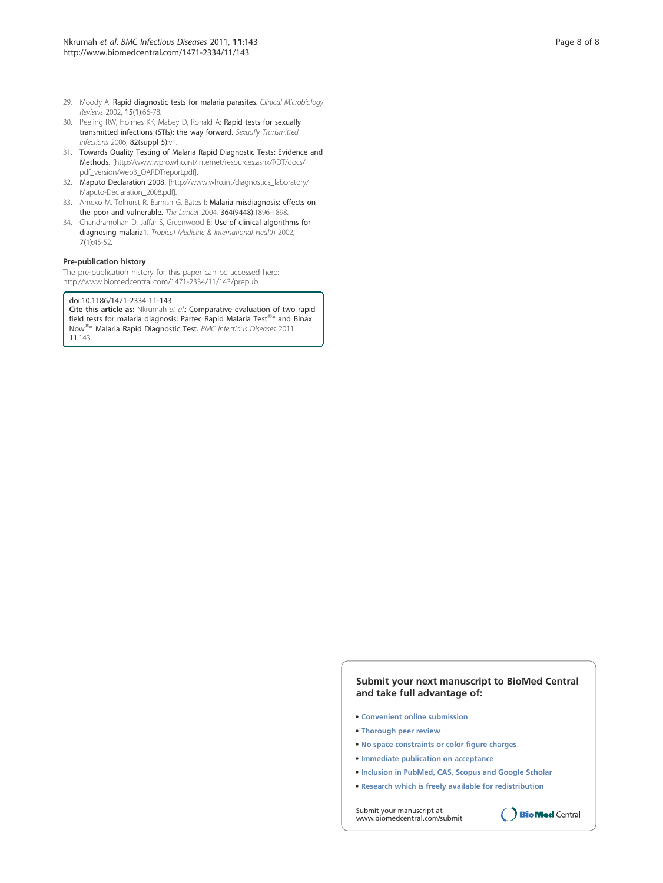29. Moody A: **Rapid diagnostic tests for malaria parasites.** *Clinical Microbiology Reviews* 2002, **15(1)**:66-78.
30. Peeling RW, Holmes KK, Mabey D, Ronald A: **Rapid tests for sexually transmitted infections (STIs): the way forward.** *Sexually Transmitted Infections* 2006, **82(suppl 5)**:v1.
31. **Towards Quality Testing of Malaria Rapid Diagnostic Tests: Evidence and Methods.** [http://www.wpro.who.int/internet/resources.ashx/RDT/docs/pdf_version/web3_QARDTreport.pdf].
32. **Maputo Declaration 2008.** [http://www.who.int/diagnostics_laboratory/Maputo-Declaration_2008.pdf].
33. Amexo M, Tolhurst R, Barnish G, Bates I: **Malaria misdiagnosis: effects on the poor and vulnerable.** *The Lancet* 2004, **364(9448)**:1896-1898.
34. Chandramohan D, Jaffar S, Greenwood B: **Use of clinical algorithms for diagnosing malaria1.** *Tropical Medicine & International Health* 2002, **7(1)**:45-52.

### Pre-publication history

The pre-publication history for this paper can be accessed here:
http://www.biomedcentral.com/1471-2334/11/143/prepub

doi:10.1186/1471-2334-11-143

**Cite this article as:** Nkrumah *et al.*: Comparative evaluation of two rapid field tests for malaria diagnosis: Partec Rapid Malaria Test®® and Binax Now®® Malaria Rapid Diagnostic Test. *BMC Infectious Diseases* 2011 **11**:143.

**Submit your next manuscript to BioMed Central and take full advantage of:**

- **Convenient online submission**
- **Thorough peer review**
- **No space constraints or color figure charges**
- **Immediate publication on acceptance**
- **Inclusion in PubMed, CAS, Scopus and Google Scholar**
- **Research which is freely available for redistribution**

Submit your manuscript at
www.biomedcentral.com/submit

BioMed Central